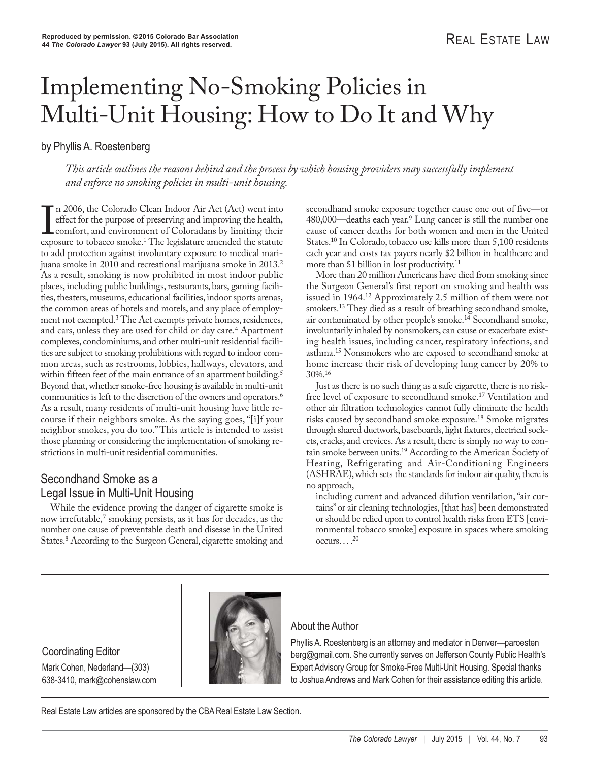Reproduced by permission. ©2015 Colorado Bar Association
44 *The Colorado Lawyer* 93 (July 2015). All rights reserved.

REAL ESTATE LAW

# Implementing No-Smoking Policies in Multi-Unit Housing: How to Do It and Why

by Phyllis A. Roestenberg

*This article outlines the reasons behind and the process by which housing providers may successfully implement and enforce no smoking policies in multi-unit housing.*

In 2006, the Colorado Clean Indoor Air Act (Act) went into effect for the purpose of preserving and improving the health, comfort, and environment of Coloradans by limiting their exposure to tobacco smoke.[1] The legislature amended the statute to add protection against involuntary exposure to medical marijuana smoke in 2010 and recreational marijuana smoke in 2013.[2] As a result, smoking is now prohibited in most indoor public places, including public buildings, restaurants, bars, gaming facilities, theaters, museums, educational facilities, indoor sports arenas, the common areas of hotels and motels, and any place of employment not exempted.[3] The Act exempts private homes, residences, and cars, unless they are used for child or day care.[4] Apartment complexes, condominiums, and other multi-unit residential facilities are subject to smoking prohibitions with regard to indoor common areas, such as restrooms, lobbies, hallways, elevators, and within fifteen feet of the main entrance of an apartment building.[5] Beyond that, whether smoke-free housing is available in multi-unit communities is left to the discretion of the owners and operators.[6] As a result, many residents of multi-unit housing have little recourse if their neighbors smoke. As the saying goes, "[i]f your neighbor smokes, you do too." This article is intended to assist those planning or considering the implementation of smoking restrictions in multi-unit residential communities.

## Secondhand Smoke as a Legal Issue in Multi-Unit Housing

While the evidence proving the danger of cigarette smoke is now irrefutable,[7] smoking persists, as it has for decades, as the number one cause of preventable death and disease in the United States.[8] According to the Surgeon General, cigarette smoking and secondhand smoke exposure together cause one out of five—or 480,000—deaths each year.[9] Lung cancer is still the number one cause of cancer deaths for both women and men in the United States.[10] In Colorado, tobacco use kills more than 5,100 residents each year and costs tax payers nearly $2 billion in healthcare and more than $1 billion in lost productivity.[11]

More than 20 million Americans have died from smoking since the Surgeon General's first report on smoking and health was issued in 1964.[12] Approximately 2.5 million of them were not smokers.[13] They died as a result of breathing secondhand smoke, air contaminated by other people's smoke.[14] Secondhand smoke, involuntarily inhaled by nonsmokers, can cause or exacerbate existing health issues, including cancer, respiratory infections, and asthma.[15] Nonsmokers who are exposed to secondhand smoke at home increase their risk of developing lung cancer by 20% to 30%.[16]

Just as there is no such thing as a safe cigarette, there is no risk-free level of exposure to secondhand smoke.[17] Ventilation and other air filtration technologies cannot fully eliminate the health risks caused by secondhand smoke exposure.[18] Smoke migrates through shared ductwork, baseboards, light fixtures, electrical sockets, cracks, and crevices. As a result, there is simply no way to contain smoke between units.[19] According to the American Society of Heating, Refrigerating and Air-Conditioning Engineers (ASHRAE), which sets the standards for indoor air quality, there is no approach,

> including current and advanced dilution ventilation, "air curtains" or air cleaning technologies, [that has] been demonstrated or should be relied upon to control health risks from ETS [environmental tobacco smoke] exposure in spaces where smoking occurs. . . .[20]

---

**Coordinating Editor**

Mark Cohen, Nederland—(303) 638-3410, mark@cohenslaw.com

**About the Author**

Phyllis A. Roestenberg is an attorney and mediator in Denver—paroestenberg@gmail.com. She currently serves on Jefferson County Public Health's Expert Advisory Group for Smoke-Free Multi-Unit Housing. Special thanks to Joshua Andrews and Mark Cohen for their assistance editing this article.

Real Estate Law articles are sponsored by the CBA Real Estate Law Section.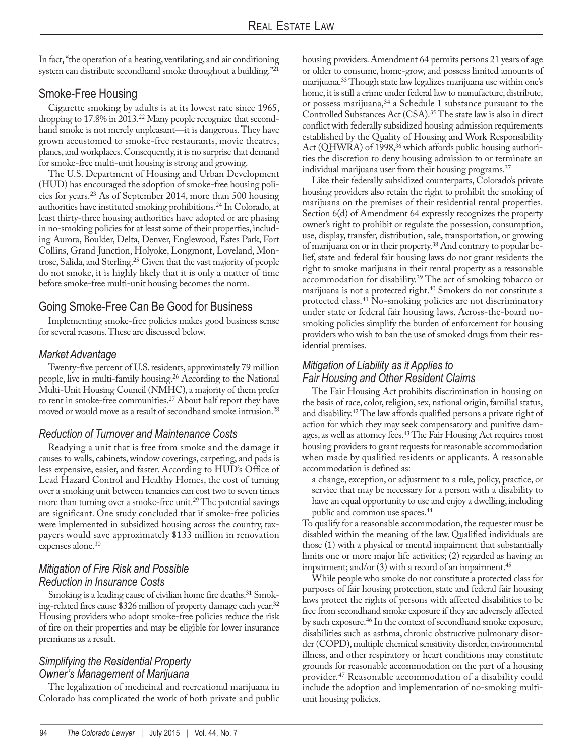In fact, "the operation of a heating, ventilating, and air conditioning system can distribute secondhand smoke throughout a building."[21]

## Smoke-Free Housing

Cigarette smoking by adults is at its lowest rate since 1965, dropping to 17.8% in 2013.[22] Many people recognize that secondhand smoke is not merely unpleasant—it is dangerous. They have grown accustomed to smoke-free restaurants, movie theatres, planes, and workplaces. Consequently, it is no surprise that demand for smoke-free multi-unit housing is strong and growing.

The U.S. Department of Housing and Urban Development (HUD) has encouraged the adoption of smoke-free housing policies for years.[23] As of September 2014, more than 500 housing authorities have instituted smoking prohibitions.[24] In Colorado, at least thirty-three housing authorities have adopted or are phasing in no-smoking policies for at least some of their properties, including Aurora, Boulder, Delta, Denver, Englewood, Estes Park, Fort Collins, Grand Junction, Holyoke, Longmont, Loveland, Montrose, Salida, and Sterling.[25] Given that the vast majority of people do not smoke, it is highly likely that it is only a matter of time before smoke-free multi-unit housing becomes the norm.

## Going Smoke-Free Can Be Good for Business

Implementing smoke-free policies makes good business sense for several reasons. These are discussed below.

### *Market Advantage*

Twenty-five percent of U.S. residents, approximately 79 million people, live in multi-family housing.[26] According to the National Multi-Unit Housing Council (NMHC), a majority of them prefer to rent in smoke-free communities.[27] About half report they have moved or would move as a result of secondhand smoke intrusion.[28]

### *Reduction of Turnover and Maintenance Costs*

Readying a unit that is free from smoke and the damage it causes to walls, cabinets, window coverings, carpeting, and pads is less expensive, easier, and faster. According to HUD's Office of Lead Hazard Control and Healthy Homes, the cost of turning over a smoking unit between tenancies can cost two to seven times more than turning over a smoke-free unit.[29] The potential savings are significant. One study concluded that if smoke-free policies were implemented in subsidized housing across the country, taxpayers would save approximately $133 million in renovation expenses alone.[30]

### *Mitigation of Fire Risk and Possible Reduction in Insurance Costs*

Smoking is a leading cause of civilian home fire deaths.[31] Smoking-related fires cause $326 million of property damage each year.[32] Housing providers who adopt smoke-free policies reduce the risk of fire on their properties and may be eligible for lower insurance premiums as a result.

### *Simplifying the Residential Property Owner's Management of Marijuana*

The legalization of medicinal and recreational marijuana in Colorado has complicated the work of both private and public housing providers. Amendment 64 permits persons 21 years of age or older to consume, home-grow, and possess limited amounts of marijuana.[33] Though state law legalizes marijuana use within one's home, it is still a crime under federal law to manufacture, distribute, or possess marijuana,[34] a Schedule 1 substance pursuant to the Controlled Substances Act (CSA).[35] The state law is also in direct conflict with federally subsidized housing admission requirements established by the Quality of Housing and Work Responsibility Act (QHWRA) of 1998,[36] which affords public housing authorities the discretion to deny housing admission to or terminate an individual marijuana user from their housing programs.[37]

Like their federally subsidized counterparts, Colorado's private housing providers also retain the right to prohibit the smoking of marijuana on the premises of their residential rental properties. Section 6(d) of Amendment 64 expressly recognizes the property owner's right to prohibit or regulate the possession, consumption, use, display, transfer, distribution, sale, transportation, or growing of marijuana on or in their property.[38] And contrary to popular belief, state and federal fair housing laws do not grant residents the right to smoke marijuana in their rental property as a reasonable accommodation for disability.[39] The act of smoking tobacco or marijuana is not a protected right.[40] Smokers do not constitute a protected class.[41] No-smoking policies are not discriminatory under state or federal fair housing laws. Across-the-board no-smoking policies simplify the burden of enforcement for housing providers who wish to ban the use of smoked drugs from their residential premises.

### *Mitigation of Liability as it Applies to Fair Housing and Other Resident Claims*

The Fair Housing Act prohibits discrimination in housing on the basis of race, color, religion, sex, national origin, familial status, and disability.[42] The law affords qualified persons a private right of action for which they may seek compensatory and punitive damages, as well as attorney fees.[43] The Fair Housing Act requires most housing providers to grant requests for reasonable accommodation when made by qualified residents or applicants. A reasonable accommodation is defined as:

> a change, exception, or adjustment to a rule, policy, practice, or service that may be necessary for a person with a disability to have an equal opportunity to use and enjoy a dwelling, including public and common use spaces.[44]

To qualify for a reasonable accommodation, the requester must be disabled within the meaning of the law. Qualified individuals are those (1) with a physical or mental impairment that substantially limits one or more major life activities; (2) regarded as having an impairment; and/or (3) with a record of an impairment.[45]

While people who smoke do not constitute a protected class for purposes of fair housing protection, state and federal fair housing laws protect the rights of persons with affected disabilities to be free from secondhand smoke exposure if they are adversely affected by such exposure.[46] In the context of secondhand smoke exposure, disabilities such as asthma, chronic obstructive pulmonary disorder (COPD), multiple chemical sensitivity disorder, environmental illness, and other respiratory or heart conditions may constitute grounds for reasonable accommodation on the part of a housing provider.[47] Reasonable accommodation of a disability could include the adoption and implementation of no-smoking multi-unit housing policies.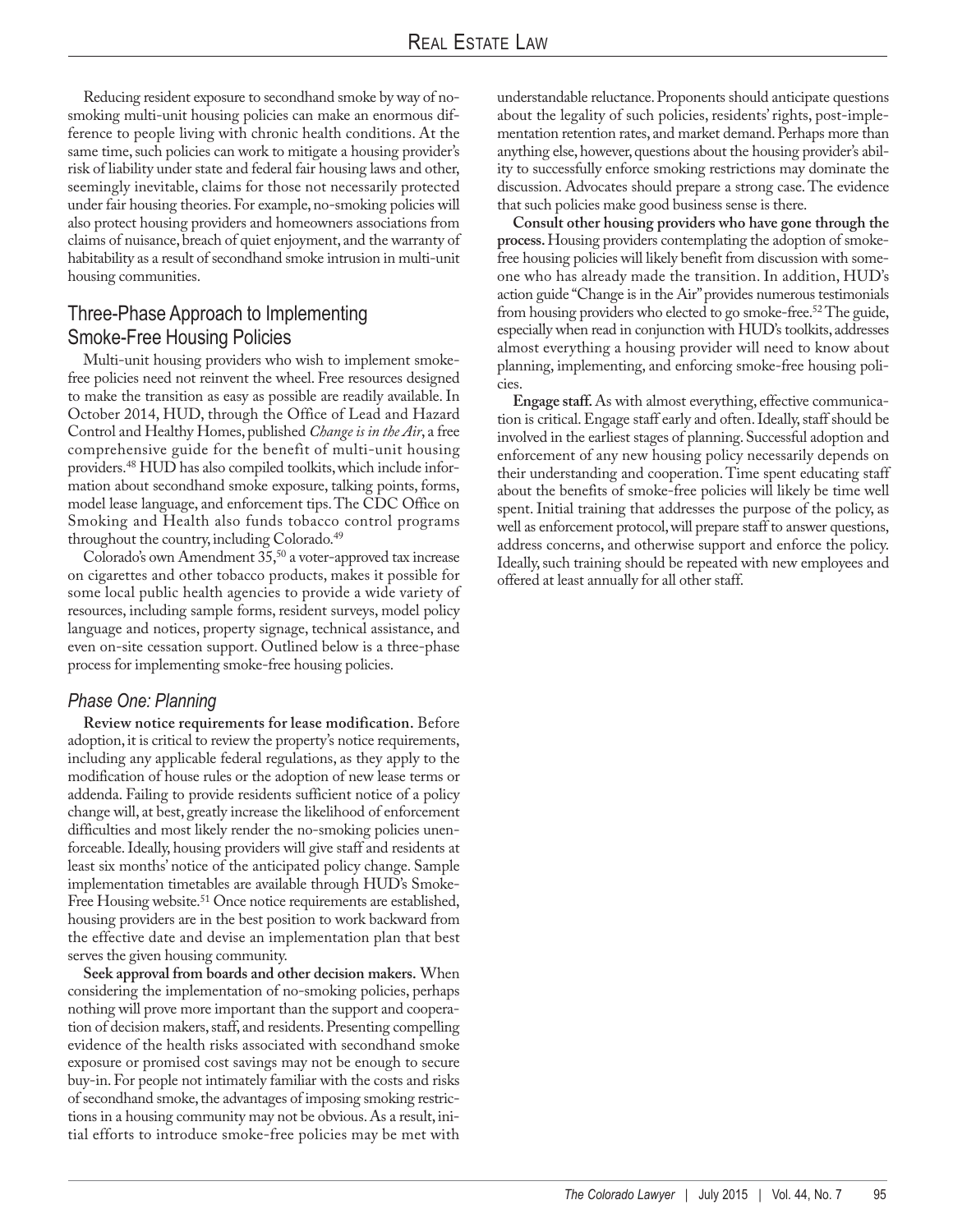Reducing resident exposure to secondhand smoke by way of no-smoking multi-unit housing policies can make an enormous difference to people living with chronic health conditions. At the same time, such policies can work to mitigate a housing provider's risk of liability under state and federal fair housing laws and other, seemingly inevitable, claims for those not necessarily protected under fair housing theories. For example, no-smoking policies will also protect housing providers and homeowners associations from claims of nuisance, breach of quiet enjoyment, and the warranty of habitability as a result of secondhand smoke intrusion in multi-unit housing communities.

## Three-Phase Approach to Implementing Smoke-Free Housing Policies

Multi-unit housing providers who wish to implement smoke-free policies need not reinvent the wheel. Free resources designed to make the transition as easy as possible are readily available. In October 2014, HUD, through the Office of Lead and Hazard Control and Healthy Homes, published *Change is in the Air*, a free comprehensive guide for the benefit of multi-unit housing providers.[48] HUD has also compiled toolkits, which include information about secondhand smoke exposure, talking points, forms, model lease language, and enforcement tips. The CDC Office on Smoking and Health also funds tobacco control programs throughout the country, including Colorado.[49]

Colorado's own Amendment 35,[50] a voter-approved tax increase on cigarettes and other tobacco products, makes it possible for some local public health agencies to provide a wide variety of resources, including sample forms, resident surveys, model policy language and notices, property signage, technical assistance, and even on-site cessation support. Outlined below is a three-phase process for implementing smoke-free housing policies.

### *Phase One: Planning*

**Review notice requirements for lease modification.** Before adoption, it is critical to review the property's notice requirements, including any applicable federal regulations, as they apply to the modification of house rules or the adoption of new lease terms or addenda. Failing to provide residents sufficient notice of a policy change will, at best, greatly increase the likelihood of enforcement difficulties and most likely render the no-smoking policies unenforceable. Ideally, housing providers will give staff and residents at least six months' notice of the anticipated policy change. Sample implementation timetables are available through HUD's Smoke-Free Housing website.[51] Once notice requirements are established, housing providers are in the best position to work backward from the effective date and devise an implementation plan that best serves the given housing community.

**Seek approval from boards and other decision makers.** When considering the implementation of no-smoking policies, perhaps nothing will prove more important than the support and cooperation of decision makers, staff, and residents. Presenting compelling evidence of the health risks associated with secondhand smoke exposure or promised cost savings may not be enough to secure buy-in. For people not intimately familiar with the costs and risks of secondhand smoke, the advantages of imposing smoking restrictions in a housing community may not be obvious. As a result, initial efforts to introduce smoke-free policies may be met with understandable reluctance. Proponents should anticipate questions about the legality of such policies, residents' rights, post-implementation retention rates, and market demand. Perhaps more than anything else, however, questions about the housing provider's ability to successfully enforce smoking restrictions may dominate the discussion. Advocates should prepare a strong case. The evidence that such policies make good business sense is there.

**Consult other housing providers who have gone through the process.** Housing providers contemplating the adoption of smoke-free housing policies will likely benefit from discussion with someone who has already made the transition. In addition, HUD's action guide "Change is in the Air" provides numerous testimonials from housing providers who elected to go smoke-free.[52] The guide, especially when read in conjunction with HUD's toolkits, addresses almost everything a housing provider will need to know about planning, implementing, and enforcing smoke-free housing policies.

**Engage staff.** As with almost everything, effective communication is critical. Engage staff early and often. Ideally, staff should be involved in the earliest stages of planning. Successful adoption and enforcement of any new housing policy necessarily depends on their understanding and cooperation. Time spent educating staff about the benefits of smoke-free policies will likely be time well spent. Initial training that addresses the purpose of the policy, as well as enforcement protocol, will prepare staff to answer questions, address concerns, and otherwise support and enforce the policy. Ideally, such training should be repeated with new employees and offered at least annually for all other staff.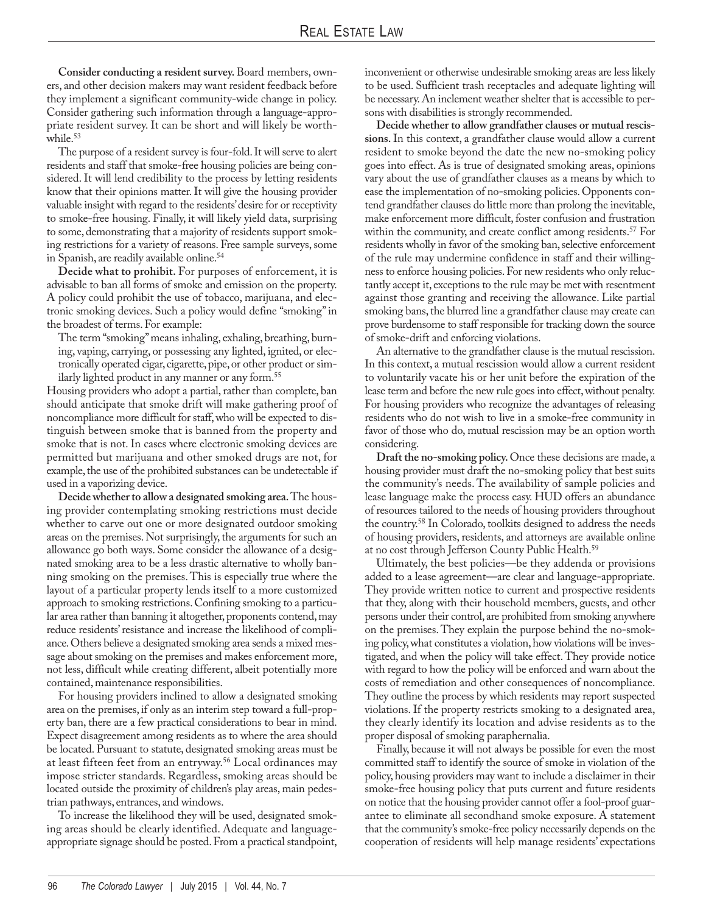**Consider conducting a resident survey.** Board members, owners, and other decision makers may want resident feedback before they implement a significant community-wide change in policy. Consider gathering such information through a language-appropriate resident survey. It can be short and will likely be worthwhile.[53]

The purpose of a resident survey is four-fold. It will serve to alert residents and staff that smoke-free housing policies are being considered. It will lend credibility to the process by letting residents know that their opinions matter. It will give the housing provider valuable insight with regard to the residents' desire for or receptivity to smoke-free housing. Finally, it will likely yield data, surprising to some, demonstrating that a majority of residents support smoking restrictions for a variety of reasons. Free sample surveys, some in Spanish, are readily available online.[54]

**Decide what to prohibit.** For purposes of enforcement, it is advisable to ban all forms of smoke and emission on the property. A policy could prohibit the use of tobacco, marijuana, and electronic smoking devices. Such a policy would define "smoking" in the broadest of terms. For example:

> The term "smoking" means inhaling, exhaling, breathing, burning, vaping, carrying, or possessing any lighted, ignited, or electronically operated cigar, cigarette, pipe, or other product or similarly lighted product in any manner or any form.[55]

Housing providers who adopt a partial, rather than complete, ban should anticipate that smoke drift will make gathering proof of noncompliance more difficult for staff, who will be expected to distinguish between smoke that is banned from the property and smoke that is not. In cases where electronic smoking devices are permitted but marijuana and other smoked drugs are not, for example, the use of the prohibited substances can be undetectable if used in a vaporizing device.

**Decide whether to allow a designated smoking area.** The housing provider contemplating smoking restrictions must decide whether to carve out one or more designated outdoor smoking areas on the premises. Not surprisingly, the arguments for such an allowance go both ways. Some consider the allowance of a designated smoking area to be a less drastic alternative to wholly banning smoking on the premises. This is especially true where the layout of a particular property lends itself to a more customized approach to smoking restrictions. Confining smoking to a particular area rather than banning it altogether, proponents contend, may reduce residents' resistance and increase the likelihood of compliance. Others believe a designated smoking area sends a mixed message about smoking on the premises and makes enforcement more, not less, difficult while creating different, albeit potentially more contained, maintenance responsibilities.

For housing providers inclined to allow a designated smoking area on the premises, if only as an interim step toward a full-property ban, there are a few practical considerations to bear in mind. Expect disagreement among residents as to where the area should be located. Pursuant to statute, designated smoking areas must be at least fifteen feet from an entryway.[56] Local ordinances may impose stricter standards. Regardless, smoking areas should be located outside the proximity of children's play areas, main pedestrian pathways, entrances, and windows.

To increase the likelihood they will be used, designated smoking areas should be clearly identified. Adequate and language-appropriate signage should be posted. From a practical standpoint, inconvenient or otherwise undesirable smoking areas are less likely to be used. Sufficient trash receptacles and adequate lighting will be necessary. An inclement weather shelter that is accessible to persons with disabilities is strongly recommended.

**Decide whether to allow grandfather clauses or mutual rescissions.** In this context, a grandfather clause would allow a current resident to smoke beyond the date the new no-smoking policy goes into effect. As is true of designated smoking areas, opinions vary about the use of grandfather clauses as a means by which to ease the implementation of no-smoking policies. Opponents contend grandfather clauses do little more than prolong the inevitable, make enforcement more difficult, foster confusion and frustration within the community, and create conflict among residents.[57] For residents wholly in favor of the smoking ban, selective enforcement of the rule may undermine confidence in staff and their willingness to enforce housing policies. For new residents who only reluctantly accept it, exceptions to the rule may be met with resentment against those granting and receiving the allowance. Like partial smoking bans, the blurred line a grandfather clause may create can prove burdensome to staff responsible for tracking down the source of smoke-drift and enforcing violations.

An alternative to the grandfather clause is the mutual rescission. In this context, a mutual rescission would allow a current resident to voluntarily vacate his or her unit before the expiration of the lease term and before the new rule goes into effect, without penalty. For housing providers who recognize the advantages of releasing residents who do not wish to live in a smoke-free community in favor of those who do, mutual rescission may be an option worth considering.

**Draft the no-smoking policy.** Once these decisions are made, a housing provider must draft the no-smoking policy that best suits the community's needs. The availability of sample policies and lease language make the process easy. HUD offers an abundance of resources tailored to the needs of housing providers throughout the country.[58] In Colorado, toolkits designed to address the needs of housing providers, residents, and attorneys are available online at no cost through Jefferson County Public Health.[59]

Ultimately, the best policies—be they addenda or provisions added to a lease agreement—are clear and language-appropriate. They provide written notice to current and prospective residents that they, along with their household members, guests, and other persons under their control, are prohibited from smoking anywhere on the premises. They explain the purpose behind the no-smoking policy, what constitutes a violation, how violations will be investigated, and when the policy will take effect. They provide notice with regard to how the policy will be enforced and warn about the costs of remediation and other consequences of noncompliance. They outline the process by which residents may report suspected violations. If the property restricts smoking to a designated area, they clearly identify its location and advise residents as to the proper disposal of smoking paraphernalia.

Finally, because it will not always be possible for even the most committed staff to identify the source of smoke in violation of the policy, housing providers may want to include a disclaimer in their smoke-free housing policy that puts current and future residents on notice that the housing provider cannot offer a fool-proof guarantee to eliminate all secondhand smoke exposure. A statement that the community's smoke-free policy necessarily depends on the cooperation of residents will help manage residents' expectations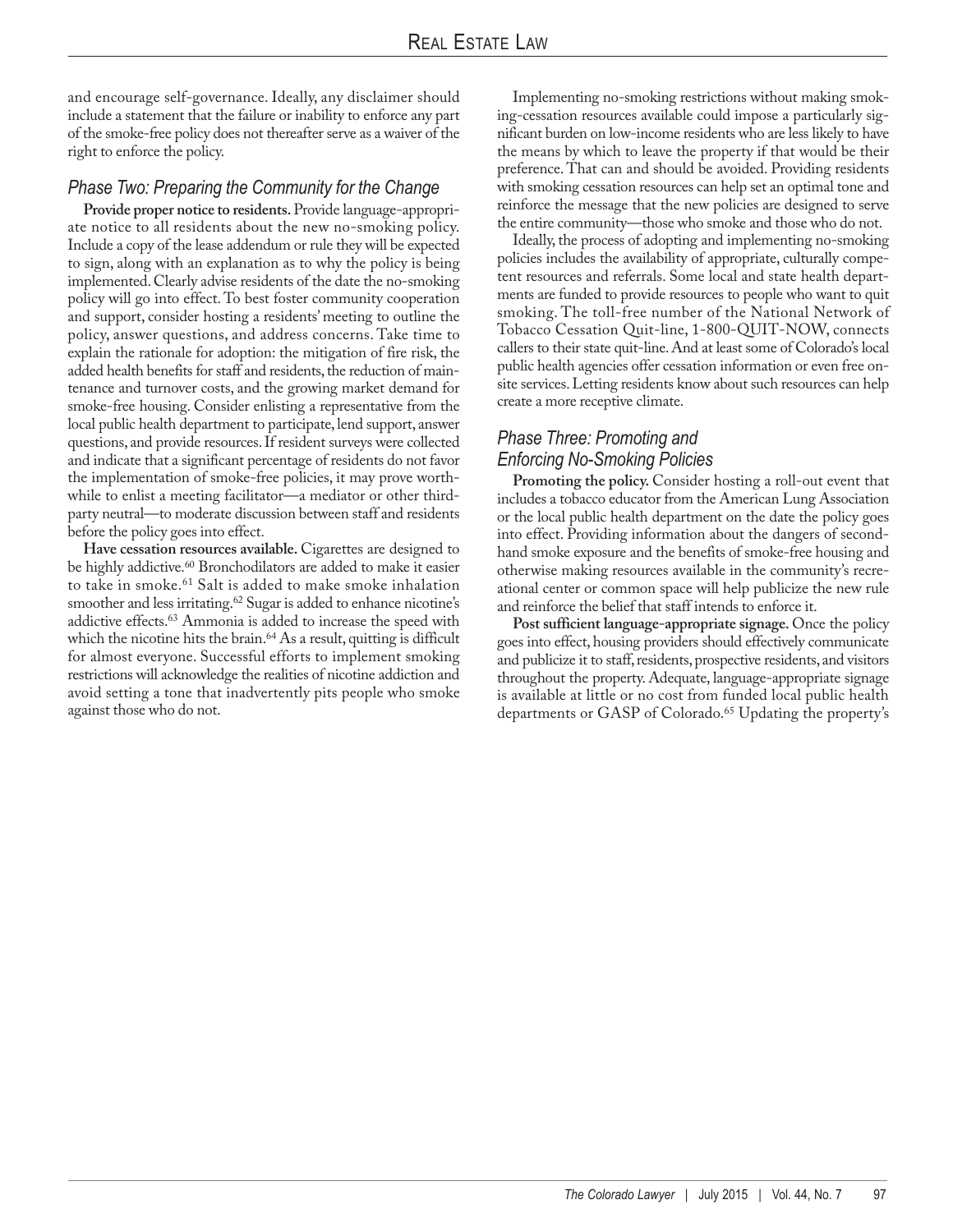and encourage self-governance. Ideally, any disclaimer should include a statement that the failure or inability to enforce any part of the smoke-free policy does not thereafter serve as a waiver of the right to enforce the policy.

### *Phase Two: Preparing the Community for the Change*

**Provide proper notice to residents.** Provide language-appropriate notice to all residents about the new no-smoking policy. Include a copy of the lease addendum or rule they will be expected to sign, along with an explanation as to why the policy is being implemented. Clearly advise residents of the date the no-smoking policy will go into effect. To best foster community cooperation and support, consider hosting a residents' meeting to outline the policy, answer questions, and address concerns. Take time to explain the rationale for adoption: the mitigation of fire risk, the added health benefits for staff and residents, the reduction of maintenance and turnover costs, and the growing market demand for smoke-free housing. Consider enlisting a representative from the local public health department to participate, lend support, answer questions, and provide resources. If resident surveys were collected and indicate that a significant percentage of residents do not favor the implementation of smoke-free policies, it may prove worthwhile to enlist a meeting facilitator—a mediator or other third-party neutral—to moderate discussion between staff and residents before the policy goes into effect.

**Have cessation resources available.** Cigarettes are designed to be highly addictive.[60] Bronchodilators are added to make it easier to take in smoke.[61] Salt is added to make smoke inhalation smoother and less irritating.[62] Sugar is added to enhance nicotine's addictive effects.[63] Ammonia is added to increase the speed with which the nicotine hits the brain.[64] As a result, quitting is difficult for almost everyone. Successful efforts to implement smoking restrictions will acknowledge the realities of nicotine addiction and avoid setting a tone that inadvertently pits people who smoke against those who do not.

Implementing no-smoking restrictions without making smoking-cessation resources available could impose a particularly significant burden on low-income residents who are less likely to have the means by which to leave the property if that would be their preference. That can and should be avoided. Providing residents with smoking cessation resources can help set an optimal tone and reinforce the message that the new policies are designed to serve the entire community—those who smoke and those who do not.

Ideally, the process of adopting and implementing no-smoking policies includes the availability of appropriate, culturally competent resources and referrals. Some local and state health departments are funded to provide resources to people who want to quit smoking. The toll-free number of the National Network of Tobacco Cessation Quit-line, 1-800-QUIT-NOW, connects callers to their state quit-line. And at least some of Colorado's local public health agencies offer cessation information or even free on-site services. Letting residents know about such resources can help create a more receptive climate.

### *Phase Three: Promoting and Enforcing No-Smoking Policies*

**Promoting the policy.** Consider hosting a roll-out event that includes a tobacco educator from the American Lung Association or the local public health department on the date the policy goes into effect. Providing information about the dangers of secondhand smoke exposure and the benefits of smoke-free housing and otherwise making resources available in the community's recreational center or common space will help publicize the new rule and reinforce the belief that staff intends to enforce it.

**Post sufficient language-appropriate signage.** Once the policy goes into effect, housing providers should effectively communicate and publicize it to staff, residents, prospective residents, and visitors throughout the property. Adequate, language-appropriate signage is available at little or no cost from funded local public health departments or GASP of Colorado.[65] Updating the property's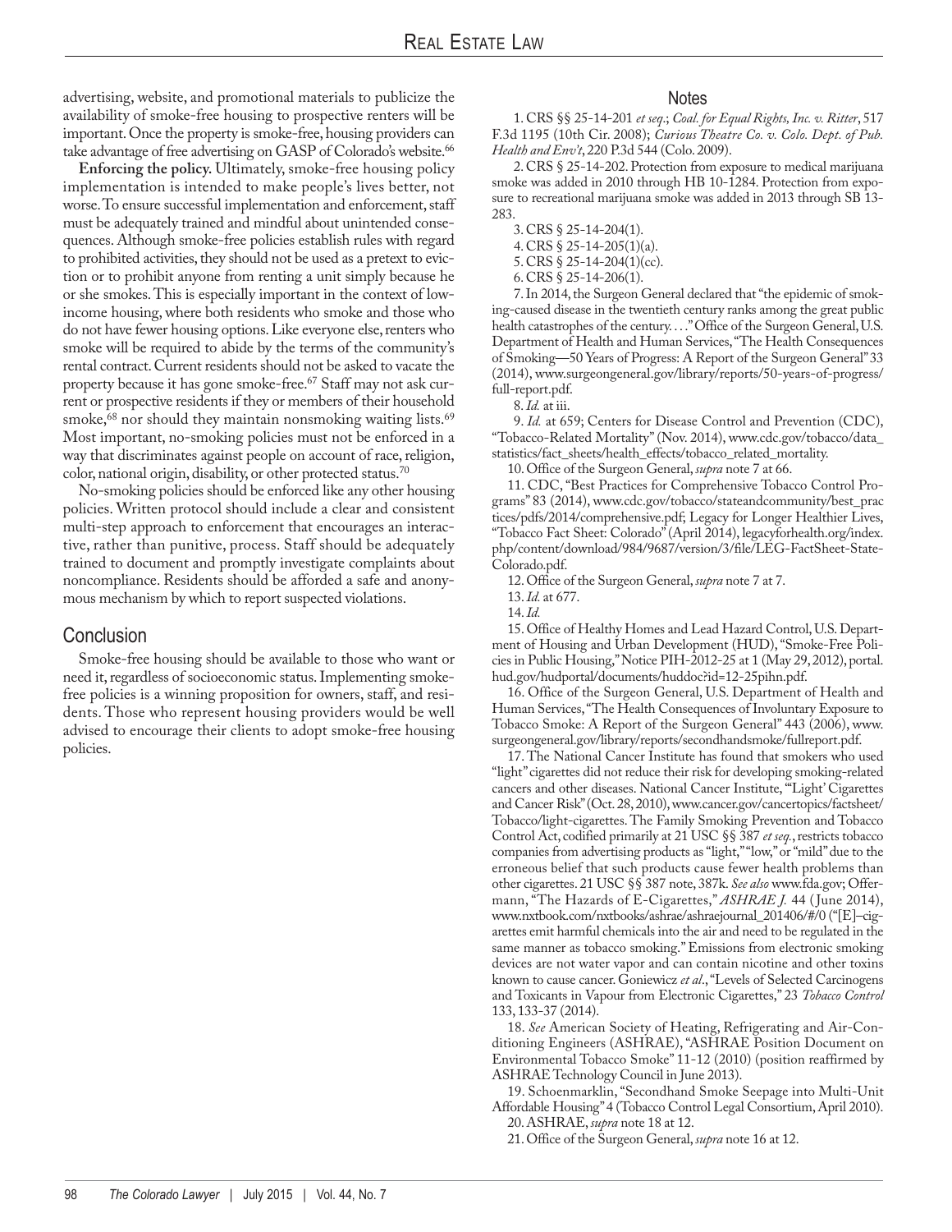advertising, website, and promotional materials to publicize the availability of smoke-free housing to prospective renters will be important. Once the property is smoke-free, housing providers can take advantage of free advertising on GASP of Colorado's website.[66]

**Enforcing the policy.** Ultimately, smoke-free housing policy implementation is intended to make people's lives better, not worse. To ensure successful implementation and enforcement, staff must be adequately trained and mindful about unintended consequences. Although smoke-free policies establish rules with regard to prohibited activities, they should not be used as a pretext to eviction or to prohibit anyone from renting a unit simply because he or she smokes. This is especially important in the context of low-income housing, where both residents who smoke and those who do not have fewer housing options. Like everyone else, renters who smoke will be required to abide by the terms of the community's rental contract. Current residents should not be asked to vacate the property because it has gone smoke-free.[67] Staff may not ask current or prospective residents if they or members of their household smoke,[68] nor should they maintain nonsmoking waiting lists.[69] Most important, no-smoking policies must not be enforced in a way that discriminates against people on account of race, religion, color, national origin, disability, or other protected status.[70]

No-smoking policies should be enforced like any other housing policies. Written protocol should include a clear and consistent multi-step approach to enforcement that encourages an interactive, rather than punitive, process. Staff should be adequately trained to document and promptly investigate complaints about noncompliance. Residents should be afforded a safe and anonymous mechanism by which to report suspected violations.

## Conclusion

Smoke-free housing should be available to those who want or need it, regardless of socioeconomic status. Implementing smoke-free policies is a winning proposition for owners, staff, and residents. Those who represent housing providers would be well advised to encourage their clients to adopt smoke-free housing policies.

## Notes

1. CRS §§ 25-14-201 *et seq.*; *Coal. for Equal Rights, Inc. v. Ritter*, 517 F.3d 1195 (10th Cir. 2008); *Curious Theatre Co. v. Colo. Dept. of Pub. Health and Env't*, 220 P.3d 544 (Colo. 2009).

2. CRS § 25-14-202. Protection from exposure to medical marijuana smoke was added in 2010 through HB 10-1284. Protection from exposure to recreational marijuana smoke was added in 2013 through SB 13-283.

3. CRS § 25-14-204(1).

4. CRS § 25-14-205(1)(a).

5. CRS § 25-14-204(1)(cc).

6. CRS § 25-14-206(1).

7. In 2014, the Surgeon General declared that "the epidemic of smoking-caused disease in the twentieth century ranks among the great public health catastrophes of the century. . . ." Office of the Surgeon General, U.S. Department of Health and Human Services, "The Health Consequences of Smoking—50 Years of Progress: A Report of the Surgeon General" 33 (2014), www.surgeongeneral.gov/library/reports/50-years-of-progress/full-report.pdf.

8. *Id.* at iii.

9. *Id.* at 659; Centers for Disease Control and Prevention (CDC), "Tobacco-Related Mortality" (Nov. 2014), www.cdc.gov/tobacco/data_statistics/fact_sheets/health_effects/tobacco_related_mortality.

10. Office of the Surgeon General, *supra* note 7 at 66.

11. CDC, "Best Practices for Comprehensive Tobacco Control Programs" 83 (2014), www.cdc.gov/tobacco/stateandcommunity/best_practices/pdfs/2014/comprehensive.pdf; Legacy for Longer Healthier Lives, "Tobacco Fact Sheet: Colorado" (April 2014), legacyforhealth.org/index.php/content/download/984/9687/version/3/file/LEG-FactSheet-State-Colorado.pdf.

12. Office of the Surgeon General, *supra* note 7 at 7.

13. *Id.* at 677.

14. *Id.*

15. Office of Healthy Homes and Lead Hazard Control, U.S. Department of Housing and Urban Development (HUD), "Smoke-Free Policies in Public Housing," Notice PIH-2012-25 at 1 (May 29, 2012), portal.hud.gov/hudportal/documents/huddoc?id=12-25pihn.pdf.

16. Office of the Surgeon General, U.S. Department of Health and Human Services, "The Health Consequences of Involuntary Exposure to Tobacco Smoke: A Report of the Surgeon General" 443 (2006), www.surgeongeneral.gov/library/reports/secondhandsmoke/fullreport.pdf.

17. The National Cancer Institute has found that smokers who used "light" cigarettes did not reduce their risk for developing smoking-related cancers and other diseases. National Cancer Institute, "'Light' Cigarettes and Cancer Risk" (Oct. 28, 2010), www.cancer.gov/cancertopics/factsheet/Tobacco/light-cigarettes. The Family Smoking Prevention and Tobacco Control Act, codified primarily at 21 USC §§ 387 *et seq.*, restricts tobacco companies from advertising products as "light," "low," or "mild" due to the erroneous belief that such products cause fewer health problems than other cigarettes. 21 USC §§ 387 note, 387k. *See also* www.fda.gov; Offermann, "The Hazards of E-Cigarettes," *ASHRAE J.* 44 (June 2014), www.nxtbook.com/nxtbooks/ashrae/ashraejournal_201406/#/0 ("[E]–cigarettes emit harmful chemicals into the air and need to be regulated in the same manner as tobacco smoking." Emissions from electronic smoking devices are not water vapor and can contain nicotine and other toxins known to cause cancer. Goniewicz *et al.*, "Levels of Selected Carcinogens and Toxicants in Vapour from Electronic Cigarettes," 23 *Tobacco Control* 133, 133-37 (2014).

18. *See* American Society of Heating, Refrigerating and Air-Conditioning Engineers (ASHRAE), "ASHRAE Position Document on Environmental Tobacco Smoke" 11-12 (2010) (position reaffirmed by ASHRAE Technology Council in June 2013).

19. Schoenmarklin, "Secondhand Smoke Seepage into Multi-Unit Affordable Housing" 4 (Tobacco Control Legal Consortium, April 2010).

20. ASHRAE, *supra* note 18 at 12.

21. Office of the Surgeon General, *supra* note 16 at 12.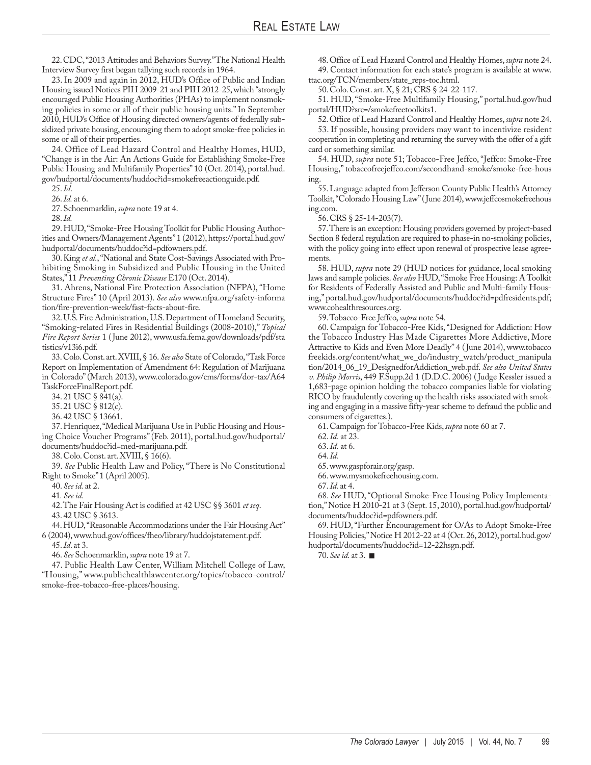22. CDC, "2013 Attitudes and Behaviors Survey." The National Health Interview Survey first began tallying such records in 1964.

23. In 2009 and again in 2012, HUD's Office of Public and Indian Housing issued Notices PIH 2009-21 and PIH 2012-25, which "strongly encouraged Public Housing Authorities (PHAs) to implement nonsmoking policies in some or all of their public housing units." In September 2010, HUD's Office of Housing directed owners/agents of federally subsidized private housing, encouraging them to adopt smoke-free policies in some or all of their properties.

24. Office of Lead Hazard Control and Healthy Homes, HUD, "Change is in the Air: An Actions Guide for Establishing Smoke-Free Public Housing and Multifamily Properties" 10 (Oct. 2014), portal.hud.gov/hudportal/documents/huddoc?id=smokefreeactionguide.pdf.

25. *Id.*

26. *Id.* at 6.

27. Schoenmarklin, *supra* note 19 at 4.

28. *Id.*

29. HUD, "Smoke-Free Housing Toolkit for Public Housing Authorities and Owners/Management Agents" 1 (2012), https://portal.hud.gov/hudportal/documents/huddoc?id=pdfowners.pdf.

30. King *et al.*, "National and State Cost-Savings Associated with Prohibiting Smoking in Subsidized and Public Housing in the United States," 11 *Preventing Chronic Disease* E170 (Oct. 2014).

31. Ahrens, National Fire Protection Association (NFPA), "Home Structure Fires" 10 (April 2013). *See also* www.nfpa.org/safety-information/fire-prevention-week/fast-facts-about-fire.

32. U.S. Fire Administration, U.S. Department of Homeland Security, "Smoking-related Fires in Residential Buildings (2008-2010)," *Topical Fire Report Series* 1 (June 2012), www.usfa.fema.gov/downloads/pdf/statistics/v13i6.pdf.

33. Colo. Const. art. XVIII, § 16. *See also* State of Colorado, "Task Force Report on Implementation of Amendment 64: Regulation of Marijuana in Colorado" (March 2013), www.colorado.gov/cms/forms/dor-tax/A64TaskForceFinalReport.pdf.

34. 21 USC § 841(a).

35. 21 USC § 812(c).

36. 42 USC § 13661.

37. Henriquez, "Medical Marijuana Use in Public Housing and Housing Choice Voucher Programs" (Feb. 2011), portal.hud.gov/hudportal/documents/huddoc?id=med-marijuana.pdf.

38. Colo. Const. art. XVIII, § 16(6).

39. *See* Public Health Law and Policy, "There is No Constitutional Right to Smoke" 1 (April 2005).

40. *See id.* at 2.

41. *See id.*

42. The Fair Housing Act is codified at 42 USC §§ 3601 *et seq*.

43. 42 USC § 3613.

44. HUD, "Reasonable Accommodations under the Fair Housing Act" 6 (2004), www.hud.gov/offices/fheo/library/huddojstatement.pdf.

45. *Id.* at 3.

46. *See* Schoenmarklin, *supra* note 19 at 7.

47. Public Health Law Center, William Mitchell College of Law, "Housing," www.publichealthlawcenter.org/topics/tobacco-control/smoke-free-tobacco-free-places/housing.

48. Office of Lead Hazard Control and Healthy Homes, *supra* note 24.

49. Contact information for each state's program is available at www.ttac.org/TCN/members/state_reps-toc.html.

50. Colo. Const. art. X, § 21; CRS § 24-22-117.

51. HUD, "Smoke-Free Multifamily Housing," portal.hud.gov/hudportal/HUD?src=/smokefreetoolkits1.

52. Office of Lead Hazard Control and Healthy Homes, *supra* note 24.

53. If possible, housing providers may want to incentivize resident cooperation in completing and returning the survey with the offer of a gift card or something similar.

54. HUD, *supra* note 51; Tobacco-Free Jeffco, "Jeffco: Smoke-Free Housing," tobaccofreejeffco.com/secondhand-smoke/smoke-free-housing.

55. Language adapted from Jefferson County Public Health's Attorney Toolkit, "Colorado Housing Law" (June 2014), www.jeffcosmokefreehousing.com.

56. CRS § 25-14-203(7).

57. There is an exception: Housing providers governed by project-based Section 8 federal regulation are required to phase-in no-smoking policies, with the policy going into effect upon renewal of prospective lease agreements.

58. HUD, *supra* note 29 (HUD notices for guidance, local smoking laws and sample policies. *See also* HUD, "Smoke Free Housing: A Toolkit for Residents of Federally Assisted and Public and Multi-family Housing," portal.hud.gov/hudportal/documents/huddoc?id=pdfresidents.pdf; www.cohealthresources.org.

59. Tobacco-Free Jeffco, *supra* note 54.

60. Campaign for Tobacco-Free Kids, "Designed for Addiction: How the Tobacco Industry Has Made Cigarettes More Addictive, More Attractive to Kids and Even More Deadly" 4 (June 2014), www.tobaccofreekids.org/content/what_we_do/industry_watch/product_manipulation/2014_06_19_DesignedforAddiction_web.pdf. *See also United States v. Philip Morris*, 449 F.Supp.2d 1 (D.D.C. 2006) (Judge Kessler issued a 1,683-page opinion holding the tobacco companies liable for violating RICO by fraudulently covering up the health risks associated with smoking and engaging in a massive fifty-year scheme to defraud the public and consumers of cigarettes.).

61. Campaign for Tobacco-Free Kids, *supra* note 60 at 7.

62. *Id.* at 23.

63. *Id.* at 6.

64. *Id.*

65. www.gaspforair.org/gasp.

66. www.mysmokefreehousing.com.

67. *Id.* at 4.

68. *See* HUD, "Optional Smoke-Free Housing Policy Implementation," Notice H 2010-21 at 3 (Sept. 15, 2010), portal.hud.gov/hudportal/documents/huddoc?id=pdfowners.pdf.

69. HUD, "Further Encouragement for O/As to Adopt Smoke-Free Housing Policies," Notice H 2012-22 at 4 (Oct. 26, 2012), portal.hud.gov/hudportal/documents/huddoc?id=12-22hsgn.pdf.

70. *See id.* at 3. ■